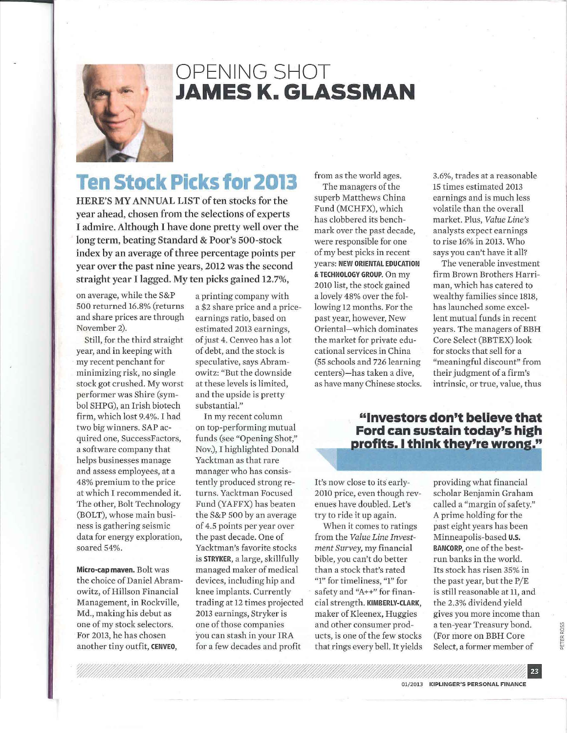# OPENING SHOT **JAMES K. GLASSMAN**

## Ten Stock Picks for 2013

**HERE'S MY ANNUAL LIST of ten stocks for the year ahead, chosen from the selections of experts I admire. Although I have done pretty well over the long term, beating Standard & Poor's 500-stock index by an average of three percentage points per year over the past nine years, 2012 was the second straight year I lagged. My ten picks gained 12.7%,** on average, while the S&P 500 returned 16.8% (returns and share prices are through November 2).

Still, for the third straight year, and in keeping with my recent penchant for minimizing risk, no single stock got crushed. My worst performer was Shire (symbol SHPG), an Irish biotech firm, which lost 9.4%. I had two big winners. SAP acquired one, SuccessFactors, a software company that helps businesses manage and assess employees, at a 48% premium to the price at which I recommended it. The other, Bolt Technology (BOLT), whose main business is gathering seismic data for energy exploration, soared 54%.

**Micro-cap maven.** Bolt was the choice of Daniel Abramowitz, of Hillson Financial Management, in Rockville, Md., making his debut as one of my stock selectors. For 2013, he has chosen another tiny outfit, **CENVEO**, a printing company with a $2 share price and a price-earnings ratio, based on estimated 2013 earnings, of just 4. Cenveo has a lot of debt, and the stock is speculative, says Abramowitz: "But the downside at these levels is limited, and the upside is pretty substantial."

In my recent column on top-performing mutual funds (see "Opening Shot," Nov.), I highlighted Donald Yacktman as that rare manager who has consistently produced strong returns. Yacktman Focused Fund (YAFFX) has beaten the S&P 500 by an average of 4.5 points per year over the past decade. One of Yacktman's favorite stocks is **STRYKER**, a large, skillfully managed maker of medical devices, including hip and knee implants. Currently trading at 12 times projected 2013 earnings, Stryker is one of those companies you can stash in your IRA for a few decades and profit from as the world ages.

The managers of the superb Matthews China Fund (MCHFX), which has clobbered its benchmark over the past decade, were responsible for one of my best picks in recent years: **NEW ORIENTAL EDUCATION & TECHNOLOGY GROUP.** On my 2010 list, the stock gained a lovely 48% over the following 12 months. For the past year, however, New Oriental—which dominates the market for private educational services in China (55 schools and 726 learning centers)—has taken a dive, as have many Chinese stocks. It's now close to its early-2010 price, even though revenues have doubled. Let's try to ride it up again.

When it comes to ratings from the *Value Line Investment Survey*, my financial bible, you can't do better than a stock that's rated "1" for timeliness, "1" for safety and "A++" for financial strength. **KIMBERLY-CLARK**, maker of Kleenex, Huggies and other consumer products, is one of the few stocks that rings every bell. It yields 3.6%, trades at a reasonable 15 times estimated 2013 earnings and is much less volatile than the overall market. Plus, *Value Line's* analysts expect earnings to rise 16% in 2013. Who says you can't have it all?

**"Investors don't believe that Ford can sustain today's high profits. I think they're wrong."**

The venerable investment firm Brown Brothers Harriman, which has catered to wealthy families since 1818, has launched some excellent mutual funds in recent years. The managers of BBH Core Select (BBTEX) look for stocks that sell for a "meaningful discount" from their judgment of a firm's intrinsic, or true, value, thus providing what financial scholar Benjamin Graham called a "margin of safety." A prime holding for the past eight years has been Minneapolis-based **U.S. BANCORP**, one of the best-run banks in the world. Its stock has risen 35% in the past year, but the P/E is still reasonable at 11, and the 2.3% dividend yield gives you more income than a ten-year Treasury bond. (For more on BBH Core Select, a former member of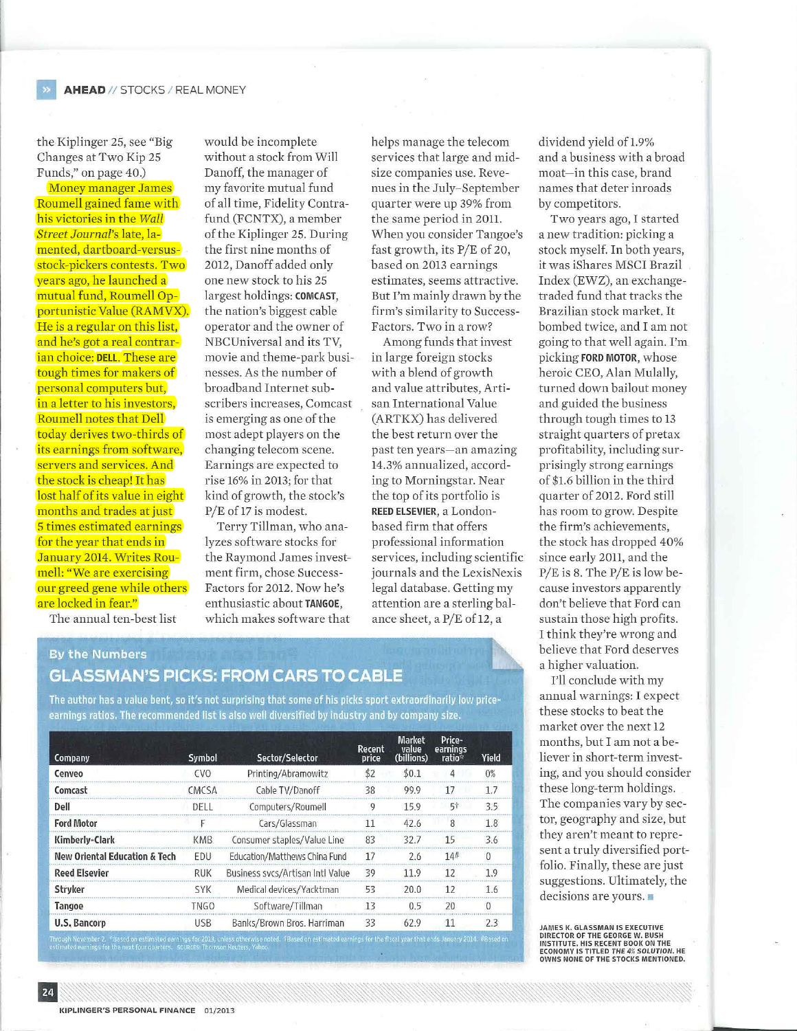the Kiplinger 25, see "Big Changes at Two Kip 25 Funds," on page 40.)

Money manager James Roumell gained fame with his victories in the *Wall Street Journal*'s late, lamented, dartboard-versus-stock-pickers contests. Two years ago, he launched a mutual fund, Roumell Opportunistic Value (RAMVX). He is a regular on this list, and he's got a real contrarian choice: **DELL**. These are tough times for makers of personal computers but, in a letter to his investors, Roumell notes that Dell today derives two-thirds of its earnings from software, servers and services. And the stock is cheap! It has lost half of its value in eight months and trades at just 5 times estimated earnings for the year that ends in January 2014. Writes Roumell: "We are exercising our greed gene while others are locked in fear."

The annual ten-best list would be incomplete without a stock from Will Danoff, the manager of my favorite mutual fund of all time, Fidelity Contrafund (FCNTX), a member of the Kiplinger 25. During the first nine months of 2012, Danoff added only one new stock to his 25 largest holdings: **COMCAST**, the nation's biggest cable operator and the owner of NBCUniversal and its TV, movie and theme-park businesses. As the number of broadband Internet subscribers increases, Comcast is emerging as one of the most adept players on the changing telecom scene. Earnings are expected to rise 16% in 2013; for that kind of growth, the stock's P/E of 17 is modest.

Terry Tillman, who analyzes software stocks for the Raymond James investment firm, chose SuccessFactors for 2012. Now he's enthusiastic about **TANGOE**, which makes software that helps manage the telecom services that large and midsize companies use. Revenues in the July–September quarter were up 39% from the same period in 2011. When you consider Tangoe's fast growth, its P/E of 20, based on 2013 earnings estimates, seems attractive. But I'm mainly drawn by the firm's similarity to SuccessFactors. Two in a row?

Among funds that invest in large foreign stocks with a blend of growth and value attributes, Artisan International Value (ARTKX) has delivered the best return over the past ten years—an amazing 14.3% annualized, according to Morningstar. Near the top of its portfolio is **REED ELSEVIER**, a London-based firm that offers professional information services, including scientific journals and the LexisNexis legal database. Getting my attention are a sterling balance sheet, a P/E of 12, a dividend yield of 1.9% and a business with a broad moat—in this case, brand names that deter inroads by competitors.

Two years ago, I started a new tradition: picking a stock myself. In both years, it was iShares MSCI Brazil Index (EWZ), an exchange-traded fund that tracks the Brazilian stock market. It bombed twice, and I am not going to that well again. I'm picking **FORD MOTOR**, whose heroic CEO, Alan Mulally, turned down bailout money and guided the business through tough times to 13 straight quarters of pretax profitability, including surprisingly strong earnings of $1.6 billion in the third quarter of 2012. Ford still has room to grow. Despite the firm's achievements, the stock has dropped 40% since early 2011, and the P/E is 8. The P/E is low because investors apparently don't believe that Ford can sustain those high profits. I think they're wrong and believe that Ford deserves a higher valuation.

I'll conclude with my annual warnings: I expect these stocks to beat the market over the next 12 months, but I am not a believer in short-term investing, and you should consider these long-term holdings. The companies vary by sector, geography and size, but they aren't meant to represent a truly diversified portfolio. Finally, these are just suggestions. Ultimately, the decisions are yours. ■

By the Numbers

## GLASSMAN'S PICKS: FROM CARS TO CABLE

The author has a value bent, so it's not surprising that some of his picks sport extraordinarily low price-earnings ratios. The recommended list is also well diversified by industry and by company size.

| Company | Symbol | Sector/Selector | Recent price | Market value (billions) | Price-earnings ratio* | Yield |
|---|---|---|---|---|---|---|
| Cenveo | CVO | Printing/Abramowitz | $2 | $0.1 | 4 | 0% |
| Comcast | CMCSA | Cable TV/Danoff | 38 | 99.9 | 17 | 1.7 |
| Dell | DELL | Computers/Roumell | 9 | 15.9 | 5† | 3.5 |
| Ford Motor | F | Cars/Glassman | 11 | 42.6 | 8 | 1.8 |
| Kimberly-Clark | KMB | Consumer staples/Value Line | 83 | 32.7 | 15 | 3.6 |
| New Oriental Education & Tech | EDU | Education/Matthews China Fund | 17 | 2.6 | 14# | 0 |
| Reed Elsevier | RUK | Business svcs/Artisan Intl Value | 39 | 11.9 | 12 | 1.9 |
| Stryker | SYK | Medical devices/Yacktman | 53 | 20.0 | 12 | 1.6 |
| Tangoe | TNGO | Software/Tillman | 13 | 0.5 | 20 | 0 |
| U.S. Bancorp | USB | Banks/Brown Bros. Harriman | 33 | 62.9 | 11 | 2.3 |

Through November 2. *Based on estimated earnings for 2013, unless otherwise noted. †Based on estimated earnings for the fiscal year that ends January 2014. #Based on estimated earnings for the next four quarters. SOURCES: Thomson Reuters, Yahoo.

JAMES K. GLASSMAN IS EXECUTIVE DIRECTOR OF THE GEORGE W. BUSH INSTITUTE. HIS RECENT BOOK ON THE ECONOMY IS TITLED *THE 4% SOLUTION*. HE OWNS NONE OF THE STOCKS MENTIONED.